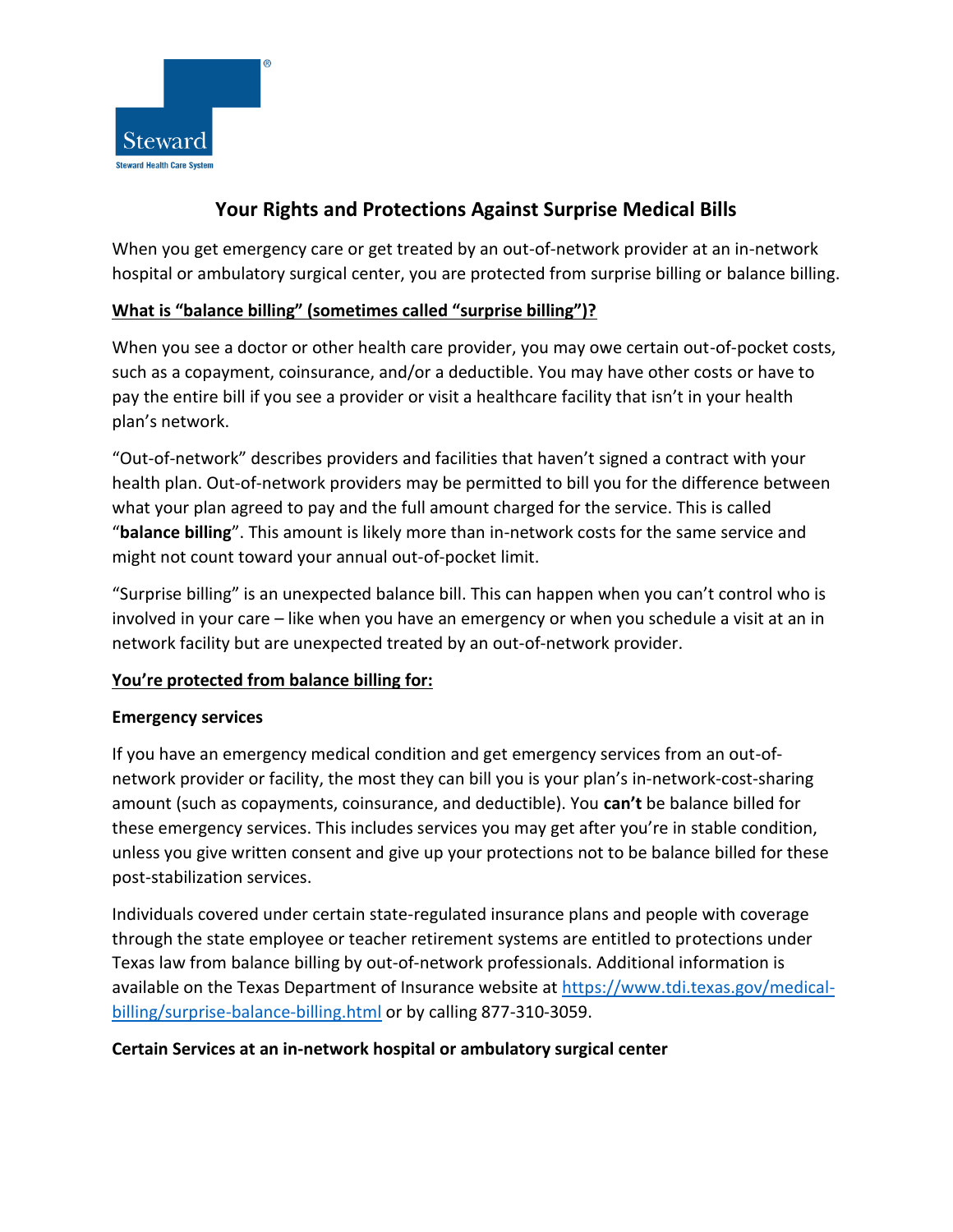Steward

Steward Health Care System

# Your Rights and Protections Against Surprise Medical Bills

When you get emergency care or get treated by an out-of-network provider at an in-network hospital or ambulatory surgical center, you are protected from surprise billing or balance billing.

## What is "balance billing" (sometimes called "surprise billing")?

When you see a doctor or other health care provider, you may owe certain out-of-pocket costs, such as a copayment, coinsurance, and/or a deductible. You may have other costs or have to pay the entire bill if you see a provider or visit a healthcare facility that isn't in your health plan's network.

"Out-of-network" describes providers and facilities that haven't signed a contract with your health plan. Out-of-network providers may be permitted to bill you for the difference between what your plan agreed to pay and the full amount charged for the service. This is called "**balance billing**". This amount is likely more than in-network costs for the same service and might not count toward your annual out-of-pocket limit.

"Surprise billing" is an unexpected balance bill. This can happen when you can't control who is involved in your care – like when you have an emergency or when you schedule a visit at an in network facility but are unexpected treated by an out-of-network provider.

## You're protected from balance billing for:

### Emergency services

If you have an emergency medical condition and get emergency services from an out-of-network provider or facility, the most they can bill you is your plan's in-network-cost-sharing amount (such as copayments, coinsurance, and deductible). You **can't** be balance billed for these emergency services. This includes services you may get after you're in stable condition, unless you give written consent and give up your protections not to be balance billed for these post-stabilization services.

Individuals covered under certain state-regulated insurance plans and people with coverage through the state employee or teacher retirement systems are entitled to protections under Texas law from balance billing by out-of-network professionals. Additional information is available on the Texas Department of Insurance website at https://www.tdi.texas.gov/medical-billing/surprise-balance-billing.html or by calling 877-310-3059.

### Certain Services at an in-network hospital or ambulatory surgical center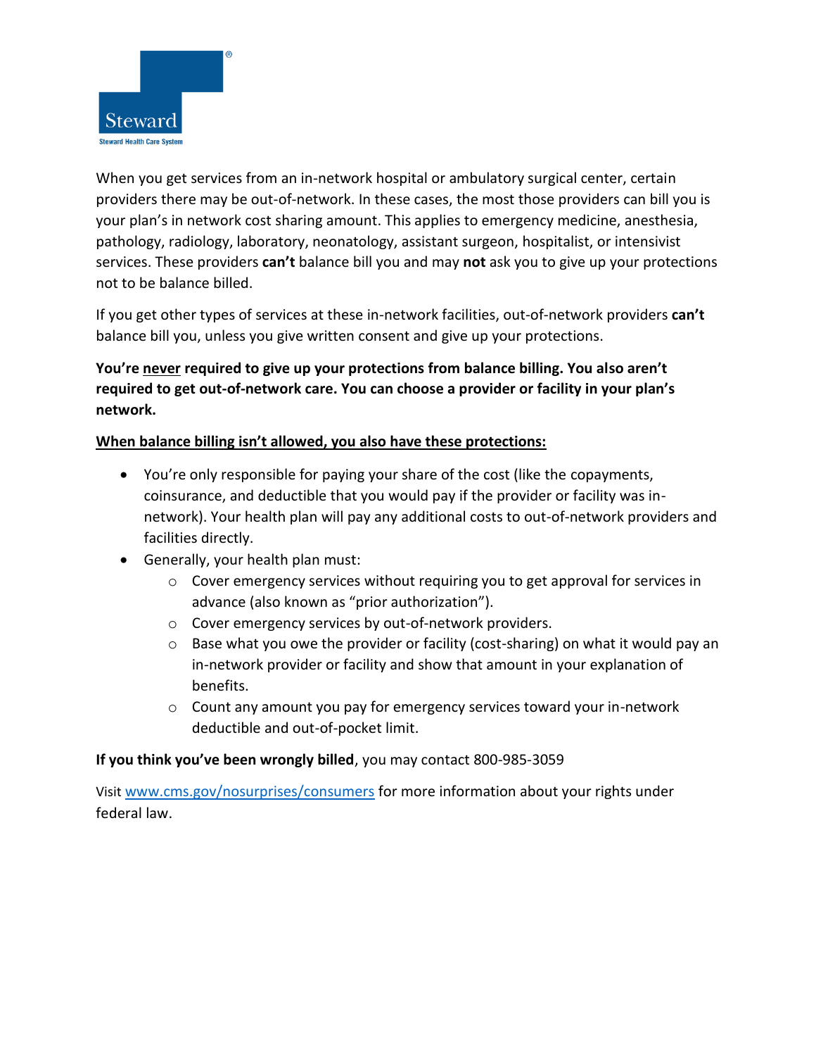Steward

Steward Health Care System

When you get services from an in-network hospital or ambulatory surgical center, certain providers there may be out-of-network. In these cases, the most those providers can bill you is your plan's in network cost sharing amount. This applies to emergency medicine, anesthesia, pathology, radiology, laboratory, neonatology, assistant surgeon, hospitalist, or intensivist services. These providers **can't** balance bill you and may **not** ask you to give up your protections not to be balance billed.

If you get other types of services at these in-network facilities, out-of-network providers **can't** balance bill you, unless you give written consent and give up your protections.

**You're <u>never</u> required to give up your protections from balance billing. You also aren't required to get out-of-network care. You can choose a provider or facility in your plan's network.**

**<u>When balance billing isn't allowed, you also have these protections:</u>**

- You're only responsible for paying your share of the cost (like the copayments, coinsurance, and deductible that you would pay if the provider or facility was in-network). Your health plan will pay any additional costs to out-of-network providers and facilities directly.
- Generally, your health plan must:
  - Cover emergency services without requiring you to get approval for services in advance (also known as "prior authorization").
  - Cover emergency services by out-of-network providers.
  - Base what you owe the provider or facility (cost-sharing) on what it would pay an in-network provider or facility and show that amount in your explanation of benefits.
  - Count any amount you pay for emergency services toward your in-network deductible and out-of-pocket limit.

**If you think you've been wrongly billed**, you may contact 800-985-3059

Visit [www.cms.gov/nosurprises/consumers](http://www.cms.gov/nosurprises/consumers) for more information about your rights under federal law.